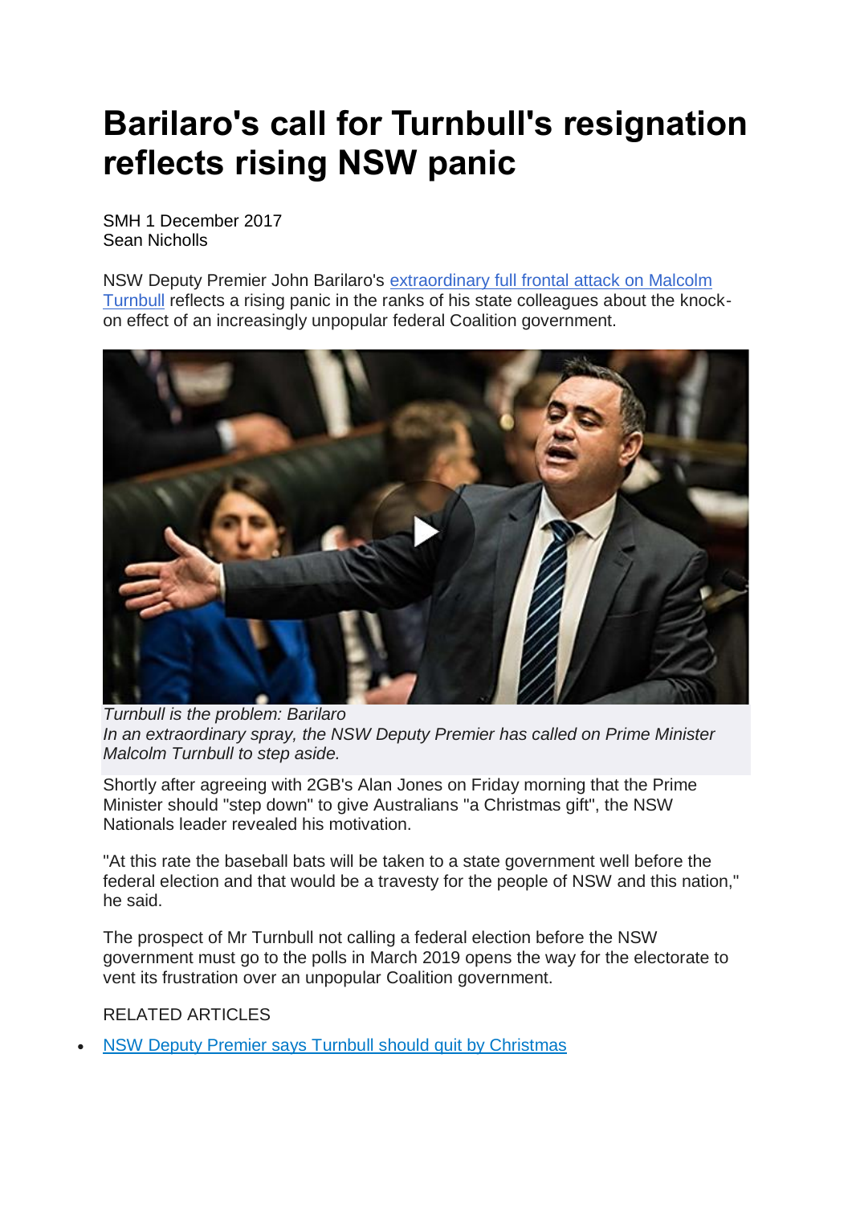# Barilaro's call for Turnbull's resignation reflects rising NSW panic

SMH 1 December 2017
Sean Nicholls

NSW Deputy Premier John Barilaro's extraordinary full frontal attack on Malcolm Turnbull reflects a rising panic in the ranks of his state colleagues about the knock-on effect of an increasingly unpopular federal Coalition government.

*Turnbull is the problem: Barilaro*
*In an extraordinary spray, the NSW Deputy Premier has called on Prime Minister Malcolm Turnbull to step aside.*

Shortly after agreeing with 2GB's Alan Jones on Friday morning that the Prime Minister should "step down" to give Australians "a Christmas gift", the NSW Nationals leader revealed his motivation.

"At this rate the baseball bats will be taken to a state government well before the federal election and that would be a travesty for the people of NSW and this nation," he said.

The prospect of Mr Turnbull not calling a federal election before the NSW government must go to the polls in March 2019 opens the way for the electorate to vent its frustration over an unpopular Coalition government.

RELATED ARTICLES

- NSW Deputy Premier says Turnbull should quit by Christmas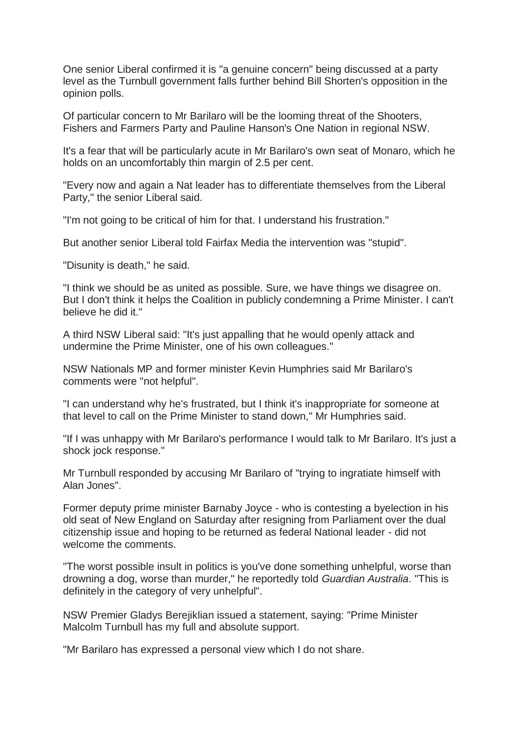One senior Liberal confirmed it is "a genuine concern" being discussed at a party level as the Turnbull government falls further behind Bill Shorten's opposition in the opinion polls.

Of particular concern to Mr Barilaro will be the looming threat of the Shooters, Fishers and Farmers Party and Pauline Hanson's One Nation in regional NSW.

It's a fear that will be particularly acute in Mr Barilaro's own seat of Monaro, which he holds on an uncomfortably thin margin of 2.5 per cent.

"Every now and again a Nat leader has to differentiate themselves from the Liberal Party," the senior Liberal said.

"I'm not going to be critical of him for that. I understand his frustration."

But another senior Liberal told Fairfax Media the intervention was "stupid".

"Disunity is death," he said.

"I think we should be as united as possible. Sure, we have things we disagree on. But I don't think it helps the Coalition in publicly condemning a Prime Minister. I can't believe he did it."

A third NSW Liberal said: "It's just appalling that he would openly attack and undermine the Prime Minister, one of his own colleagues."

NSW Nationals MP and former minister Kevin Humphries said Mr Barilaro's comments were "not helpful".

"I can understand why he's frustrated, but I think it's inappropriate for someone at that level to call on the Prime Minister to stand down," Mr Humphries said.

"If I was unhappy with Mr Barilaro's performance I would talk to Mr Barilaro. It's just a shock jock response."

Mr Turnbull responded by accusing Mr Barilaro of "trying to ingratiate himself with Alan Jones".

Former deputy prime minister Barnaby Joyce - who is contesting a byelection in his old seat of New England on Saturday after resigning from Parliament over the dual citizenship issue and hoping to be returned as federal National leader - did not welcome the comments.

"The worst possible insult in politics is you've done something unhelpful, worse than drowning a dog, worse than murder," he reportedly told *Guardian Australia*. "This is definitely in the category of very unhelpful".

NSW Premier Gladys Berejiklian issued a statement, saying: "Prime Minister Malcolm Turnbull has my full and absolute support.

"Mr Barilaro has expressed a personal view which I do not share.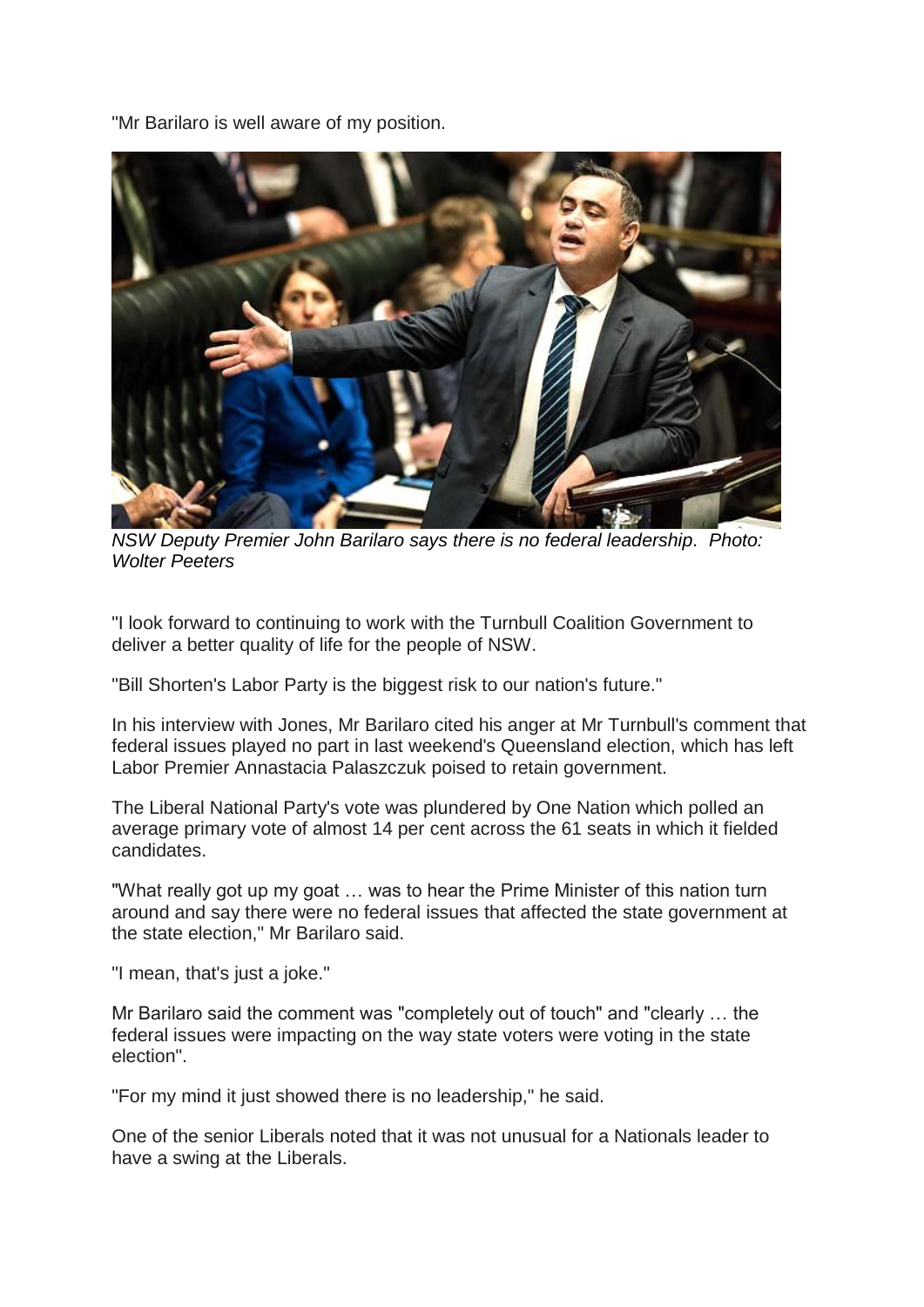"Mr Barilaro is well aware of my position.

*NSW Deputy Premier John Barilaro says there is no federal leadership. Photo: Wolter Peeters*

"I look forward to continuing to work with the Turnbull Coalition Government to deliver a better quality of life for the people of NSW.

"Bill Shorten's Labor Party is the biggest risk to our nation's future."

In his interview with Jones, Mr Barilaro cited his anger at Mr Turnbull's comment that federal issues played no part in last weekend's Queensland election, which has left Labor Premier Annastacia Palaszczuk poised to retain government.

The Liberal National Party's vote was plundered by One Nation which polled an average primary vote of almost 14 per cent across the 61 seats in which it fielded candidates.

"What really got up my goat … was to hear the Prime Minister of this nation turn around and say there were no federal issues that affected the state government at the state election," Mr Barilaro said.

"I mean, that's just a joke."

Mr Barilaro said the comment was "completely out of touch" and "clearly … the federal issues were impacting on the way state voters were voting in the state election".

"For my mind it just showed there is no leadership," he said.

One of the senior Liberals noted that it was not unusual for a Nationals leader to have a swing at the Liberals.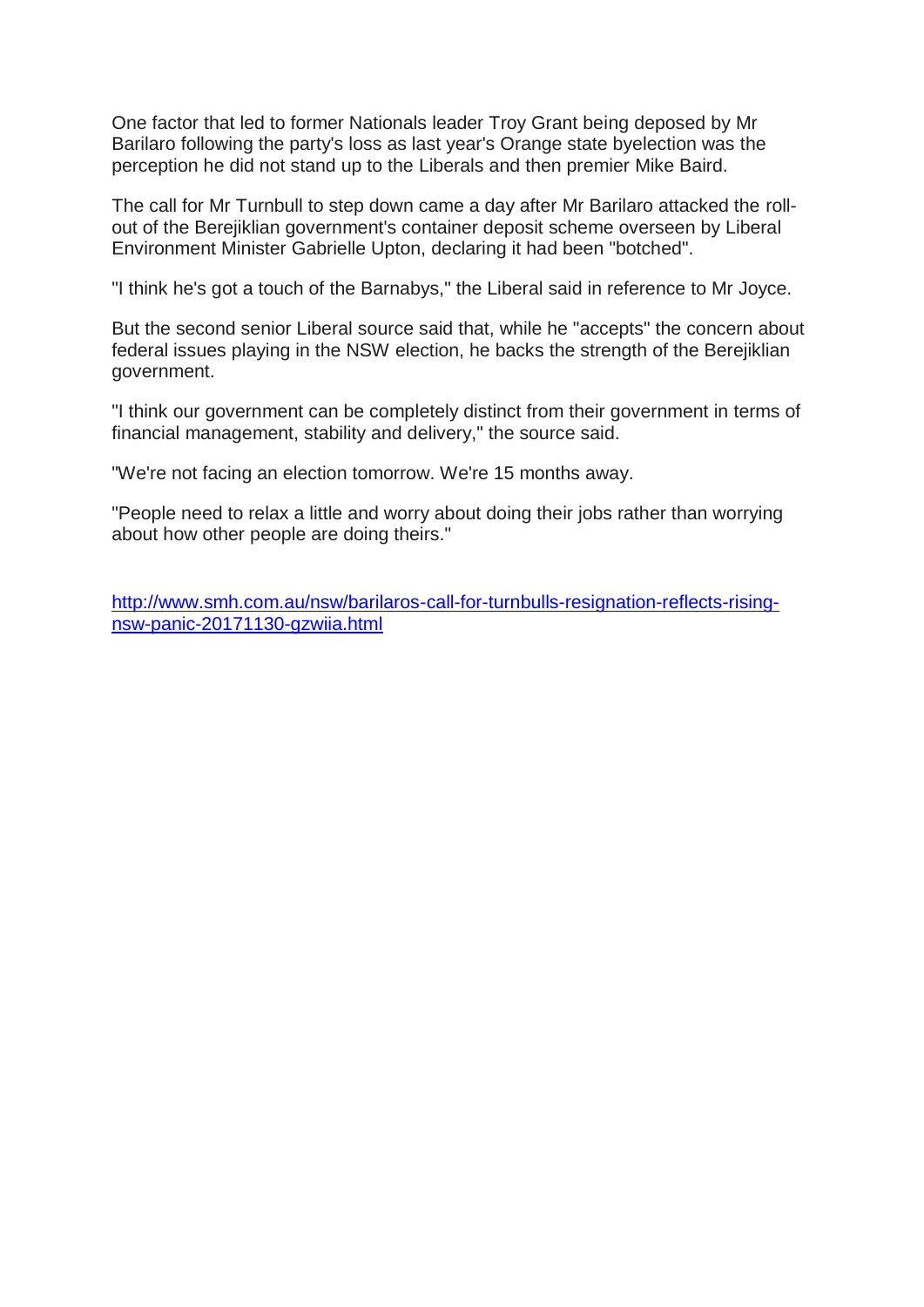One factor that led to former Nationals leader Troy Grant being deposed by Mr Barilaro following the party's loss as last year's Orange state byelection was the perception he did not stand up to the Liberals and then premier Mike Baird.

The call for Mr Turnbull to step down came a day after Mr Barilaro attacked the roll-out of the Berejiklian government's container deposit scheme overseen by Liberal Environment Minister Gabrielle Upton, declaring it had been "botched".

"I think he's got a touch of the Barnabys," the Liberal said in reference to Mr Joyce.

But the second senior Liberal source said that, while he "accepts" the concern about federal issues playing in the NSW election, he backs the strength of the Berejiklian government.

"I think our government can be completely distinct from their government in terms of financial management, stability and delivery," the source said.

"We're not facing an election tomorrow. We're 15 months away.

"People need to relax a little and worry about doing their jobs rather than worrying about how other people are doing theirs."

[http://www.smh.com.au/nsw/barilaros-call-for-turnbulls-resignation-reflects-rising-nsw-panic-20171130-gzwiia.html](http://www.smh.com.au/nsw/barilaros-call-for-turnbulls-resignation-reflects-rising-nsw-panic-20171130-gzwiia.html)